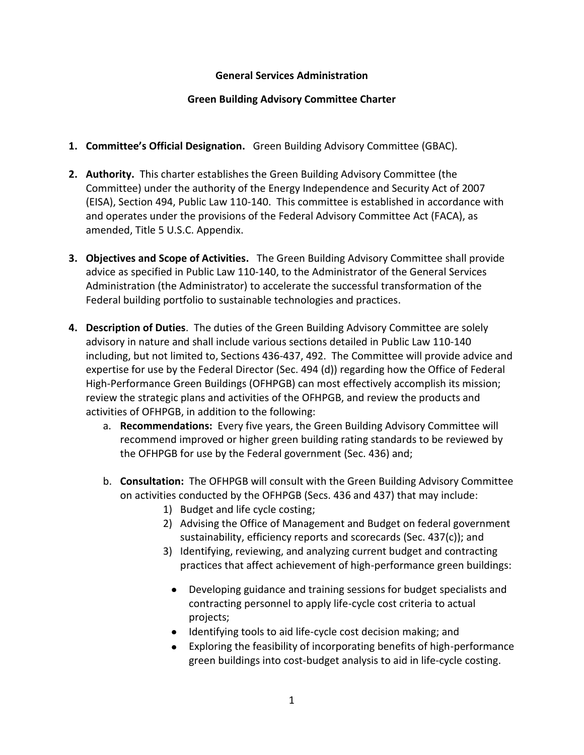**General Services Administration**

**Green Building Advisory Committee Charter**

1. **Committee's Official Designation.** Green Building Advisory Committee (GBAC).

2. **Authority.** This charter establishes the Green Building Advisory Committee (the Committee) under the authority of the Energy Independence and Security Act of 2007 (EISA), Section 494, Public Law 110-140. This committee is established in accordance with and operates under the provisions of the Federal Advisory Committee Act (FACA), as amended, Title 5 U.S.C. Appendix.

3. **Objectives and Scope of Activities.** The Green Building Advisory Committee shall provide advice as specified in Public Law 110-140, to the Administrator of the General Services Administration (the Administrator) to accelerate the successful transformation of the Federal building portfolio to sustainable technologies and practices.

4. **Description of Duties**. The duties of the Green Building Advisory Committee are solely advisory in nature and shall include various sections detailed in Public Law 110-140 including, but not limited to, Sections 436-437, 492. The Committee will provide advice and expertise for use by the Federal Director (Sec. 494 (d)) regarding how the Office of Federal High-Performance Green Buildings (OFHPGB) can most effectively accomplish its mission; review the strategic plans and activities of the OFHPGB, and review the products and activities of OFHPGB, in addition to the following:
   a. **Recommendations:** Every five years, the Green Building Advisory Committee will recommend improved or higher green building rating standards to be reviewed by the OFHPGB for use by the Federal government (Sec. 436) and;

   b. **Consultation:** The OFHPGB will consult with the Green Building Advisory Committee on activities conducted by the OFHPGB (Secs. 436 and 437) that may include:
      1) Budget and life cycle costing;
      2) Advising the Office of Management and Budget on federal government sustainability, efficiency reports and scorecards (Sec. 437(c)); and
      3) Identifying, reviewing, and analyzing current budget and contracting practices that affect achievement of high-performance green buildings:
         - Developing guidance and training sessions for budget specialists and contracting personnel to apply life-cycle cost criteria to actual projects;
         - Identifying tools to aid life-cycle cost decision making; and
         - Exploring the feasibility of incorporating benefits of high-performance green buildings into cost-budget analysis to aid in life-cycle costing.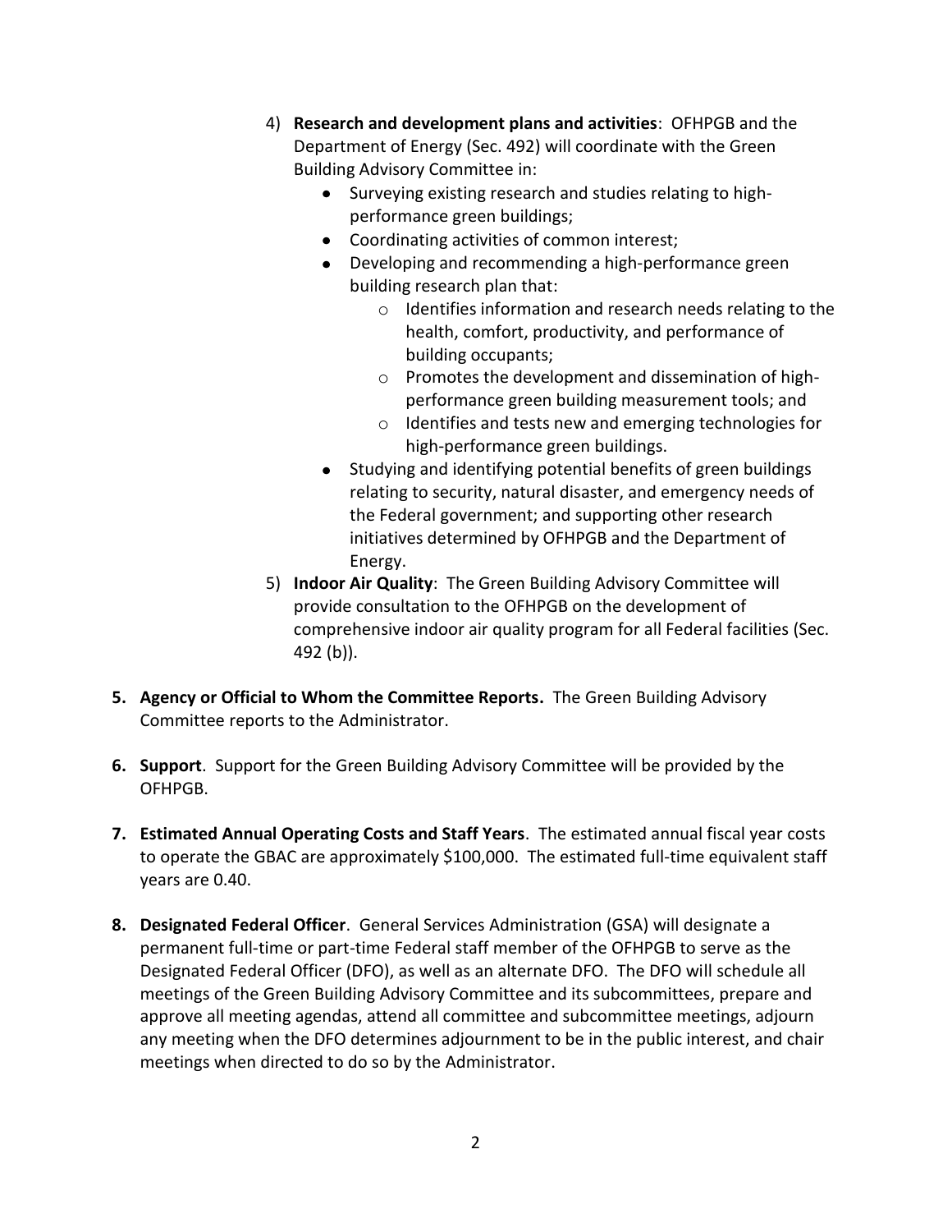4) **Research and development plans and activities**: OFHPGB and the Department of Energy (Sec. 492) will coordinate with the Green Building Advisory Committee in:
    - Surveying existing research and studies relating to high-performance green buildings;
    - Coordinating activities of common interest;
    - Developing and recommending a high-performance green building research plan that:
        - Identifies information and research needs relating to the health, comfort, productivity, and performance of building occupants;
        - Promotes the development and dissemination of high-performance green building measurement tools; and
        - Identifies and tests new and emerging technologies for high-performance green buildings.
    - Studying and identifying potential benefits of green buildings relating to security, natural disaster, and emergency needs of the Federal government; and supporting other research initiatives determined by OFHPGB and the Department of Energy.
5) **Indoor Air Quality**: The Green Building Advisory Committee will provide consultation to the OFHPGB on the development of comprehensive indoor air quality program for all Federal facilities (Sec. 492 (b)).

**5. Agency or Official to Whom the Committee Reports.** The Green Building Advisory Committee reports to the Administrator.

**6. Support**. Support for the Green Building Advisory Committee will be provided by the OFHPGB.

**7. Estimated Annual Operating Costs and Staff Years**. The estimated annual fiscal year costs to operate the GBAC are approximately $100,000. The estimated full-time equivalent staff years are 0.40.

**8. Designated Federal Officer**. General Services Administration (GSA) will designate a permanent full-time or part-time Federal staff member of the OFHPGB to serve as the Designated Federal Officer (DFO), as well as an alternate DFO. The DFO will schedule all meetings of the Green Building Advisory Committee and its subcommittees, prepare and approve all meeting agendas, attend all committee and subcommittee meetings, adjourn any meeting when the DFO determines adjournment to be in the public interest, and chair meetings when directed to do so by the Administrator.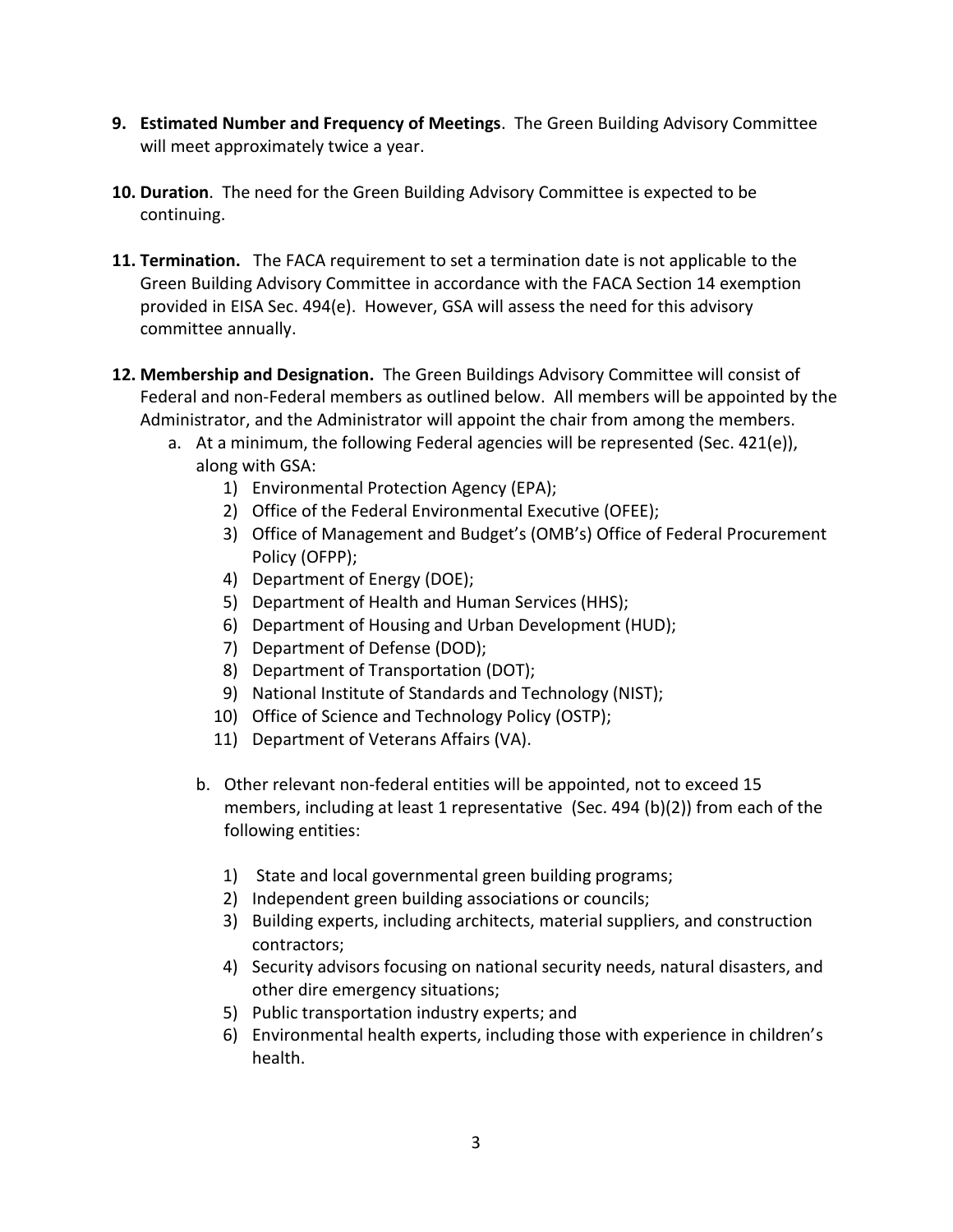9. **Estimated Number and Frequency of Meetings**. The Green Building Advisory Committee will meet approximately twice a year.

10. **Duration**. The need for the Green Building Advisory Committee is expected to be continuing.

11. **Termination.** The FACA requirement to set a termination date is not applicable to the Green Building Advisory Committee in accordance with the FACA Section 14 exemption provided in EISA Sec. 494(e). However, GSA will assess the need for this advisory committee annually.

12. **Membership and Designation.** The Green Buildings Advisory Committee will consist of Federal and non-Federal members as outlined below. All members will be appointed by the Administrator, and the Administrator will appoint the chair from among the members.
    a. At a minimum, the following Federal agencies will be represented (Sec. 421(e)), along with GSA:
        1) Environmental Protection Agency (EPA);
        2) Office of the Federal Environmental Executive (OFEE);
        3) Office of Management and Budget's (OMB's) Office of Federal Procurement Policy (OFPP);
        4) Department of Energy (DOE);
        5) Department of Health and Human Services (HHS);
        6) Department of Housing and Urban Development (HUD);
        7) Department of Defense (DOD);
        8) Department of Transportation (DOT);
        9) National Institute of Standards and Technology (NIST);
        10) Office of Science and Technology Policy (OSTP);
        11) Department of Veterans Affairs (VA).

    b. Other relevant non-federal entities will be appointed, not to exceed 15 members, including at least 1 representative (Sec. 494 (b)(2)) from each of the following entities:

        1) State and local governmental green building programs;
        2) Independent green building associations or councils;
        3) Building experts, including architects, material suppliers, and construction contractors;
        4) Security advisors focusing on national security needs, natural disasters, and other dire emergency situations;
        5) Public transportation industry experts; and
        6) Environmental health experts, including those with experience in children's health.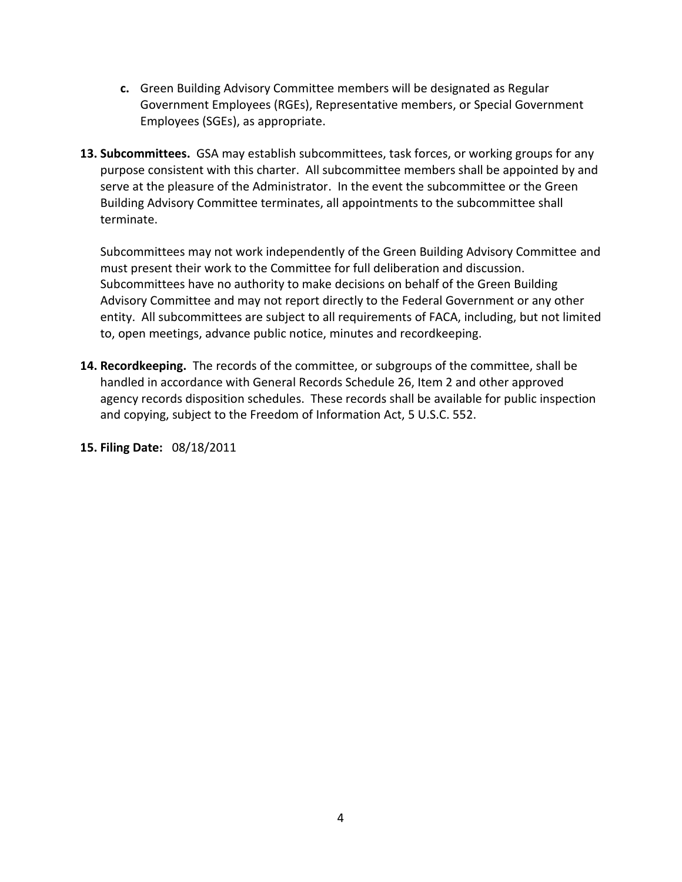**c.** Green Building Advisory Committee members will be designated as Regular Government Employees (RGEs), Representative members, or Special Government Employees (SGEs), as appropriate.

**13. Subcommittees.** GSA may establish subcommittees, task forces, or working groups for any purpose consistent with this charter. All subcommittee members shall be appointed by and serve at the pleasure of the Administrator. In the event the subcommittee or the Green Building Advisory Committee terminates, all appointments to the subcommittee shall terminate.

Subcommittees may not work independently of the Green Building Advisory Committee and must present their work to the Committee for full deliberation and discussion. Subcommittees have no authority to make decisions on behalf of the Green Building Advisory Committee and may not report directly to the Federal Government or any other entity. All subcommittees are subject to all requirements of FACA, including, but not limited to, open meetings, advance public notice, minutes and recordkeeping.

**14. Recordkeeping.** The records of the committee, or subgroups of the committee, shall be handled in accordance with General Records Schedule 26, Item 2 and other approved agency records disposition schedules. These records shall be available for public inspection and copying, subject to the Freedom of Information Act, 5 U.S.C. 552.

**15. Filing Date:** 08/18/2011